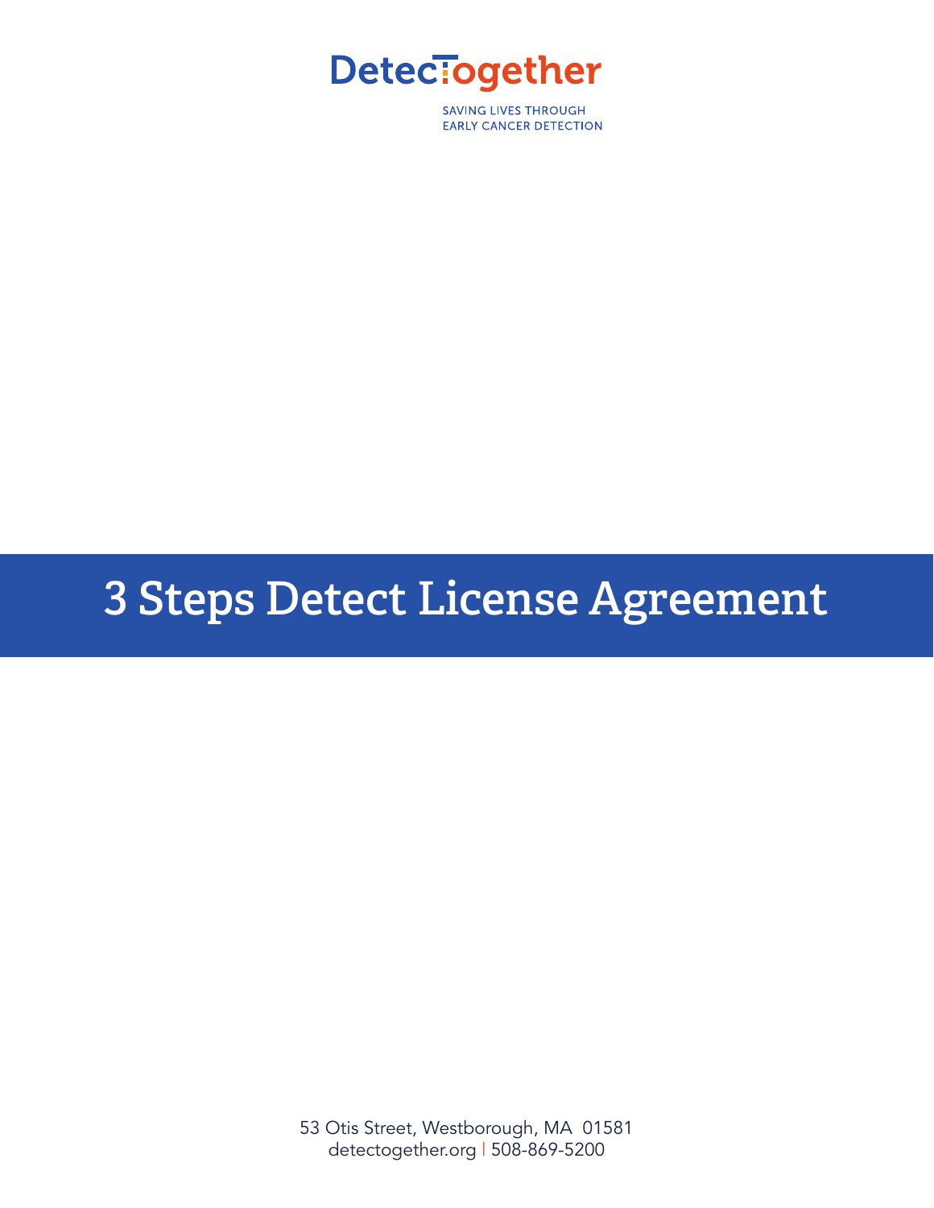DetecTogether

SAVING LIVES THROUGH
EARLY CANCER DETECTION

# 3 Steps Detect License Agreement

53 Otis Street, Westborough, MA 01581
detectogether.org | 508-869-5200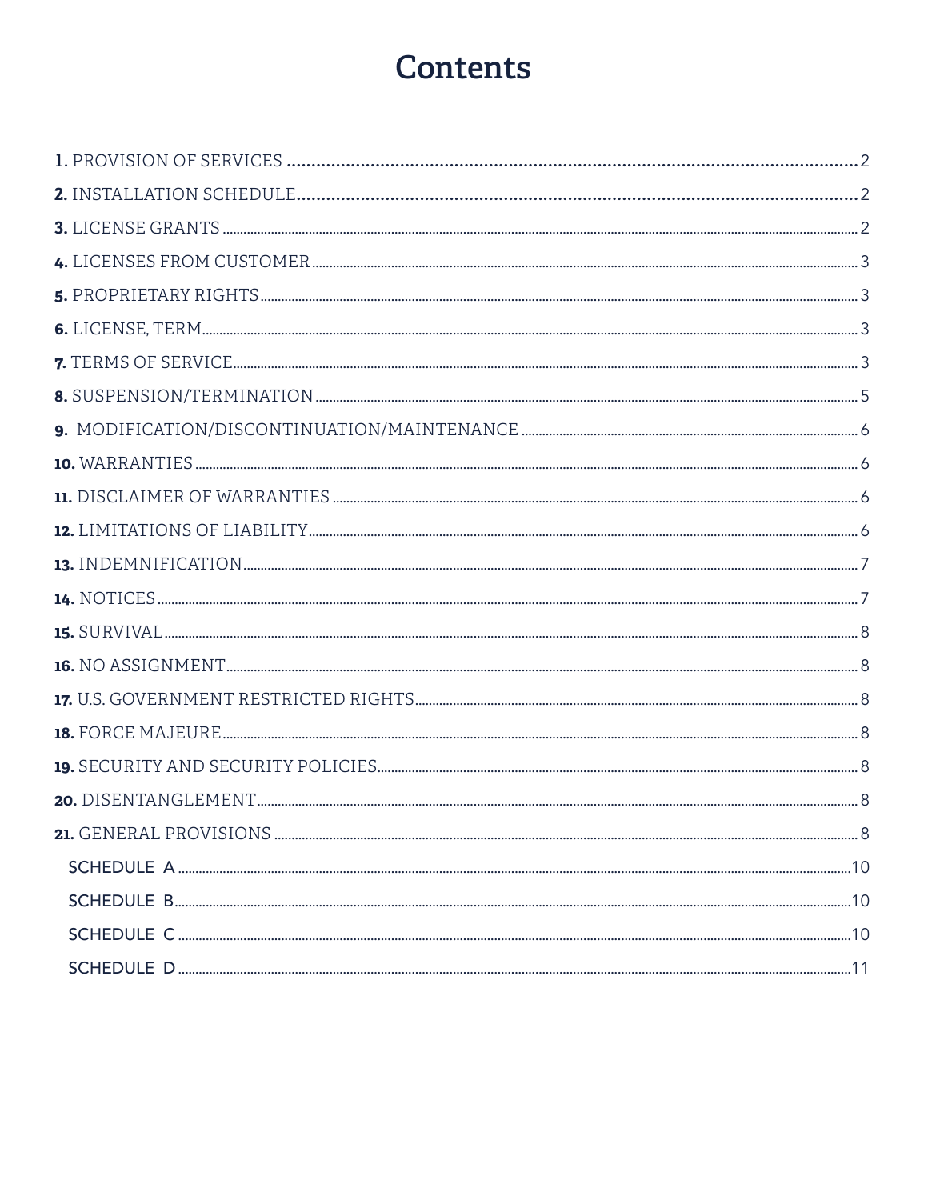# Contents

**1.** PROVISION OF SERVICES ........ 2

**2.** INSTALLATION SCHEDULE ........ 2

**3.** LICENSE GRANTS ........ 2

**4.** LICENSES FROM CUSTOMER ........ 3

**5.** PROPRIETARY RIGHTS ........ 3

**6.** LICENSE, TERM ........ 3

**7.** TERMS OF SERVICE ........ 3

**8.** SUSPENSION/TERMINATION ........ 5

**9.** MODIFICATION/DISCONTINUATION/MAINTENANCE ........ 6

**10.** WARRANTIES ........ 6

**11.** DISCLAIMER OF WARRANTIES ........ 6

**12.** LIMITATIONS OF LIABILITY ........ 6

**13.** INDEMNIFICATION ........ 7

**14.** NOTICES ........ 7

**15.** SURVIVAL ........ 8

**16.** NO ASSIGNMENT ........ 8

**17.** U.S. GOVERNMENT RESTRICTED RIGHTS ........ 8

**18.** FORCE MAJEURE ........ 8

**19.** SECURITY AND SECURITY POLICIES ........ 8

**20.** DISENTANGLEMENT ........ 8

**21.** GENERAL PROVISIONS ........ 8

SCHEDULE A ........ 10

SCHEDULE B ........ 10

SCHEDULE C ........ 10

SCHEDULE D ........ 11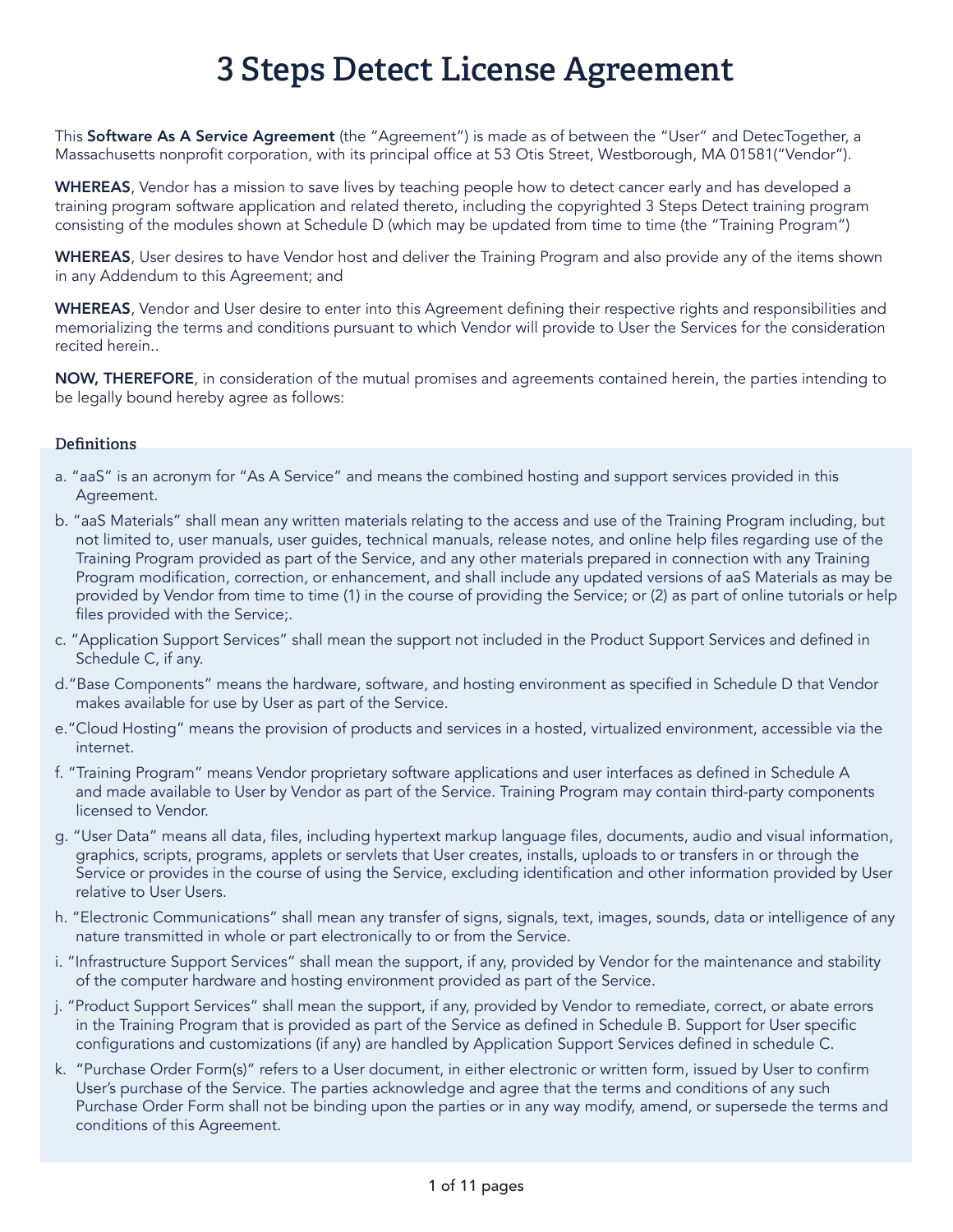# 3 Steps Detect License Agreement

This **Software As A Service Agreement** (the "Agreement") is made as of between the "User" and DetecTogether, a Massachusetts nonprofit corporation, with its principal office at 53 Otis Street, Westborough, MA 01581("Vendor").

**WHEREAS**, Vendor has a mission to save lives by teaching people how to detect cancer early and has developed a training program software application and related thereto, including the copyrighted 3 Steps Detect training program consisting of the modules shown at Schedule D (which may be updated from time to time (the "Training Program")

**WHEREAS**, User desires to have Vendor host and deliver the Training Program and also provide any of the items shown in any Addendum to this Agreement; and

**WHEREAS**, Vendor and User desire to enter into this Agreement defining their respective rights and responsibilities and memorializing the terms and conditions pursuant to which Vendor will provide to User the Services for the consideration recited herein..

**NOW, THEREFORE**, in consideration of the mutual promises and agreements contained herein, the parties intending to be legally bound hereby agree as follows:

### Definitions

a. "aaS" is an acronym for "As A Service" and means the combined hosting and support services provided in this Agreement.

b. "aaS Materials" shall mean any written materials relating to the access and use of the Training Program including, but not limited to, user manuals, user guides, technical manuals, release notes, and online help files regarding use of the Training Program provided as part of the Service, and any other materials prepared in connection with any Training Program modification, correction, or enhancement, and shall include any updated versions of aaS Materials as may be provided by Vendor from time to time (1) in the course of providing the Service; or (2) as part of online tutorials or help files provided with the Service;.

c. "Application Support Services" shall mean the support not included in the Product Support Services and defined in Schedule C, if any.

d. "Base Components" means the hardware, software, and hosting environment as specified in Schedule D that Vendor makes available for use by User as part of the Service.

e. "Cloud Hosting" means the provision of products and services in a hosted, virtualized environment, accessible via the internet.

f. "Training Program" means Vendor proprietary software applications and user interfaces as defined in Schedule A and made available to User by Vendor as part of the Service. Training Program may contain third-party components licensed to Vendor.

g. "User Data" means all data, files, including hypertext markup language files, documents, audio and visual information, graphics, scripts, programs, applets or servlets that User creates, installs, uploads to or transfers in or through the Service or provides in the course of using the Service, excluding identification and other information provided by User relative to User Users.

h. "Electronic Communications" shall mean any transfer of signs, signals, text, images, sounds, data or intelligence of any nature transmitted in whole or part electronically to or from the Service.

i. "Infrastructure Support Services" shall mean the support, if any, provided by Vendor for the maintenance and stability of the computer hardware and hosting environment provided as part of the Service.

j. "Product Support Services" shall mean the support, if any, provided by Vendor to remediate, correct, or abate errors in the Training Program that is provided as part of the Service as defined in Schedule B. Support for User specific configurations and customizations (if any) are handled by Application Support Services defined in schedule C.

k. "Purchase Order Form(s)" refers to a User document, in either electronic or written form, issued by User to confirm User's purchase of the Service. The parties acknowledge and agree that the terms and conditions of any such Purchase Order Form shall not be binding upon the parties or in any way modify, amend, or supersede the terms and conditions of this Agreement.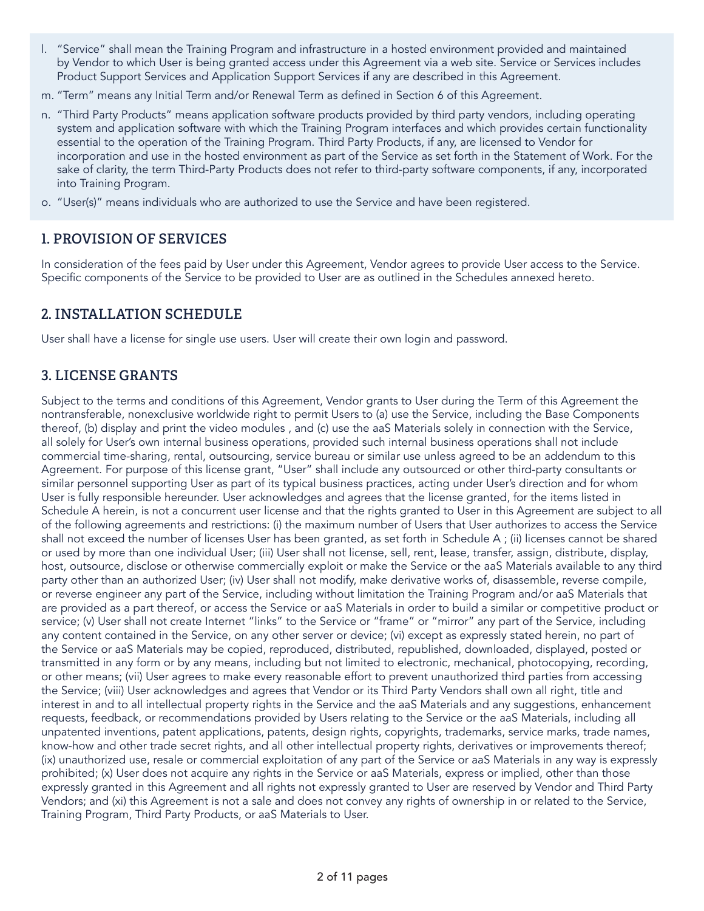l. "Service" shall mean the Training Program and infrastructure in a hosted environment provided and maintained by Vendor to which User is being granted access under this Agreement via a web site. Service or Services includes Product Support Services and Application Support Services if any are described in this Agreement.

m. "Term" means any Initial Term and/or Renewal Term as defined in Section 6 of this Agreement.

n. "Third Party Products" means application software products provided by third party vendors, including operating system and application software with which the Training Program interfaces and which provides certain functionality essential to the operation of the Training Program. Third Party Products, if any, are licensed to Vendor for incorporation and use in the hosted environment as part of the Service as set forth in the Statement of Work. For the sake of clarity, the term Third-Party Products does not refer to third-party software components, if any, incorporated into Training Program.

o. "User(s)" means individuals who are authorized to use the Service and have been registered.

## 1. PROVISION OF SERVICES

In consideration of the fees paid by User under this Agreement, Vendor agrees to provide User access to the Service. Specific components of the Service to be provided to User are as outlined in the Schedules annexed hereto.

## 2. INSTALLATION SCHEDULE

User shall have a license for single use users. User will create their own login and password.

## 3. LICENSE GRANTS

Subject to the terms and conditions of this Agreement, Vendor grants to User during the Term of this Agreement the nontransferable, nonexclusive worldwide right to permit Users to (a) use the Service, including the Base Components thereof, (b) display and print the video modules , and (c) use the aaS Materials solely in connection with the Service, all solely for User's own internal business operations, provided such internal business operations shall not include commercial time-sharing, rental, outsourcing, service bureau or similar use unless agreed to be an addendum to this Agreement. For purpose of this license grant, "User" shall include any outsourced or other third-party consultants or similar personnel supporting User as part of its typical business practices, acting under User's direction and for whom User is fully responsible hereunder. User acknowledges and agrees that the license granted, for the items listed in Schedule A herein, is not a concurrent user license and that the rights granted to User in this Agreement are subject to all of the following agreements and restrictions: (i) the maximum number of Users that User authorizes to access the Service shall not exceed the number of licenses User has been granted, as set forth in Schedule A ; (ii) licenses cannot be shared or used by more than one individual User; (iii) User shall not license, sell, rent, lease, transfer, assign, distribute, display, host, outsource, disclose or otherwise commercially exploit or make the Service or the aaS Materials available to any third party other than an authorized User; (iv) User shall not modify, make derivative works of, disassemble, reverse compile, or reverse engineer any part of the Service, including without limitation the Training Program and/or aaS Materials that are provided as a part thereof, or access the Service or aaS Materials in order to build a similar or competitive product or service; (v) User shall not create Internet "links" to the Service or "frame" or "mirror" any part of the Service, including any content contained in the Service, on any other server or device; (vi) except as expressly stated herein, no part of the Service or aaS Materials may be copied, reproduced, distributed, republished, downloaded, displayed, posted or transmitted in any form or by any means, including but not limited to electronic, mechanical, photocopying, recording, or other means; (vii) User agrees to make every reasonable effort to prevent unauthorized third parties from accessing the Service; (viii) User acknowledges and agrees that Vendor or its Third Party Vendors shall own all right, title and interest in and to all intellectual property rights in the Service and the aaS Materials and any suggestions, enhancement requests, feedback, or recommendations provided by Users relating to the Service or the aaS Materials, including all unpatented inventions, patent applications, patents, design rights, copyrights, trademarks, service marks, trade names, know-how and other trade secret rights, and all other intellectual property rights, derivatives or improvements thereof; (ix) unauthorized use, resale or commercial exploitation of any part of the Service or aaS Materials in any way is expressly prohibited; (x) User does not acquire any rights in the Service or aaS Materials, express or implied, other than those expressly granted in this Agreement and all rights not expressly granted to User are reserved by Vendor and Third Party Vendors; and (xi) this Agreement is not a sale and does not convey any rights of ownership in or related to the Service, Training Program, Third Party Products, or aaS Materials to User.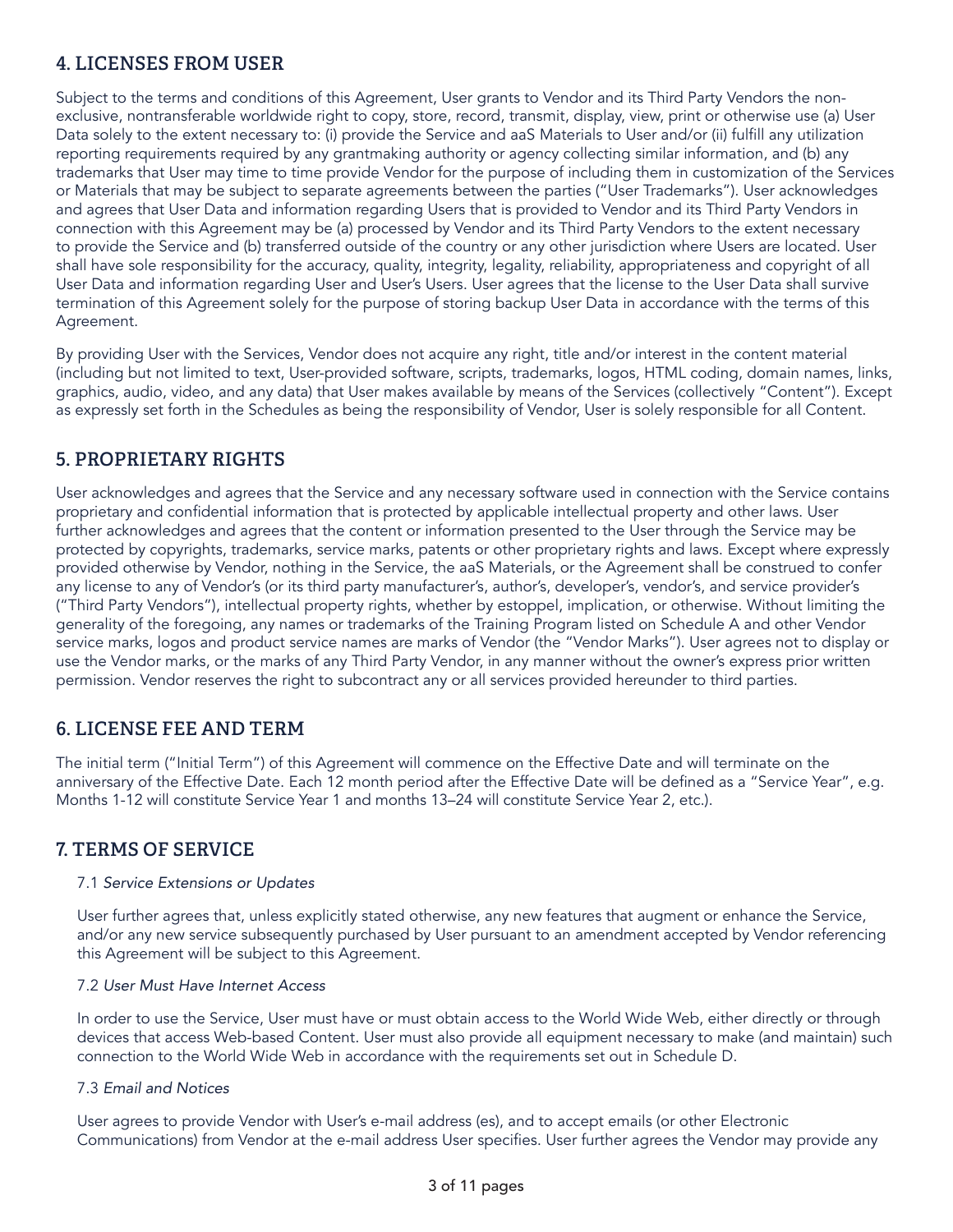## 4. LICENSES FROM USER

Subject to the terms and conditions of this Agreement, User grants to Vendor and its Third Party Vendors the non-exclusive, nontransferable worldwide right to copy, store, record, transmit, display, view, print or otherwise use (a) User Data solely to the extent necessary to: (i) provide the Service and aaS Materials to User and/or (ii) fulfill any utilization reporting requirements required by any grantmaking authority or agency collecting similar information, and (b) any trademarks that User may time to time provide Vendor for the purpose of including them in customization of the Services or Materials that may be subject to separate agreements between the parties ("User Trademarks"). User acknowledges and agrees that User Data and information regarding Users that is provided to Vendor and its Third Party Vendors in connection with this Agreement may be (a) processed by Vendor and its Third Party Vendors to the extent necessary to provide the Service and (b) transferred outside of the country or any other jurisdiction where Users are located. User shall have sole responsibility for the accuracy, quality, integrity, legality, reliability, appropriateness and copyright of all User Data and information regarding User and User's Users. User agrees that the license to the User Data shall survive termination of this Agreement solely for the purpose of storing backup User Data in accordance with the terms of this Agreement.

By providing User with the Services, Vendor does not acquire any right, title and/or interest in the content material (including but not limited to text, User-provided software, scripts, trademarks, logos, HTML coding, domain names, links, graphics, audio, video, and any data) that User makes available by means of the Services (collectively "Content"). Except as expressly set forth in the Schedules as being the responsibility of Vendor, User is solely responsible for all Content.

## 5. PROPRIETARY RIGHTS

User acknowledges and agrees that the Service and any necessary software used in connection with the Service contains proprietary and confidential information that is protected by applicable intellectual property and other laws. User further acknowledges and agrees that the content or information presented to the User through the Service may be protected by copyrights, trademarks, service marks, patents or other proprietary rights and laws. Except where expressly provided otherwise by Vendor, nothing in the Service, the aaS Materials, or the Agreement shall be construed to confer any license to any of Vendor's (or its third party manufacturer's, author's, developer's, vendor's, and service provider's ("Third Party Vendors"), intellectual property rights, whether by estoppel, implication, or otherwise. Without limiting the generality of the foregoing, any names or trademarks of the Training Program listed on Schedule A and other Vendor service marks, logos and product service names are marks of Vendor (the "Vendor Marks"). User agrees not to display or use the Vendor marks, or the marks of any Third Party Vendor, in any manner without the owner's express prior written permission. Vendor reserves the right to subcontract any or all services provided hereunder to third parties.

## 6. LICENSE FEE AND TERM

The initial term ("Initial Term") of this Agreement will commence on the Effective Date and will terminate on the anniversary of the Effective Date. Each 12 month period after the Effective Date will be defined as a "Service Year", e.g. Months 1-12 will constitute Service Year 1 and months 13–24 will constitute Service Year 2, etc.).

## 7. TERMS OF SERVICE

7.1 *Service Extensions or Updates*

User further agrees that, unless explicitly stated otherwise, any new features that augment or enhance the Service, and/or any new service subsequently purchased by User pursuant to an amendment accepted by Vendor referencing this Agreement will be subject to this Agreement.

7.2 *User Must Have Internet Access*

In order to use the Service, User must have or must obtain access to the World Wide Web, either directly or through devices that access Web-based Content. User must also provide all equipment necessary to make (and maintain) such connection to the World Wide Web in accordance with the requirements set out in Schedule D.

7.3 *Email and Notices*

User agrees to provide Vendor with User's e-mail address (es), and to accept emails (or other Electronic Communications) from Vendor at the e-mail address User specifies. User further agrees the Vendor may provide any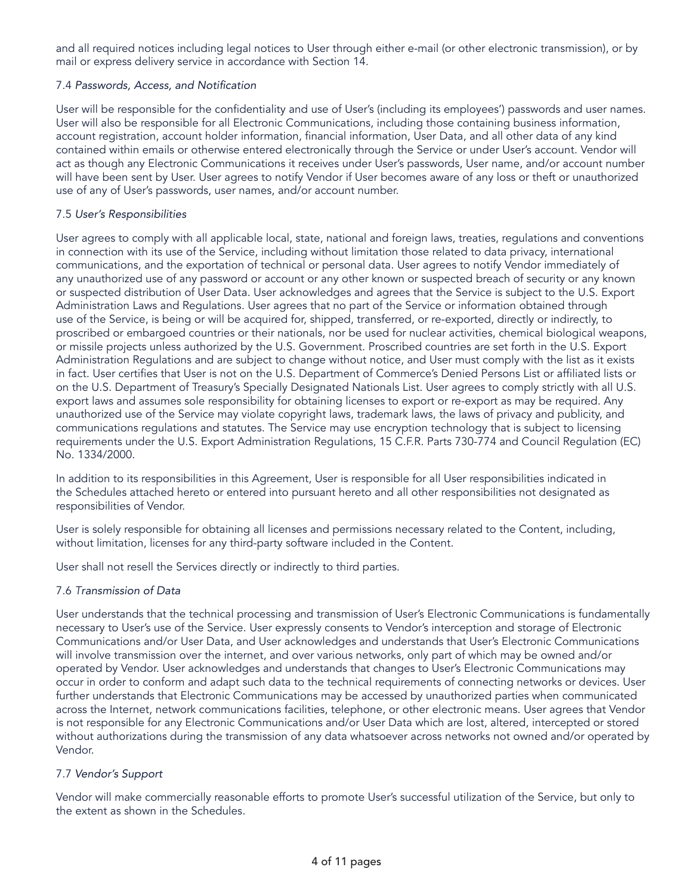and all required notices including legal notices to User through either e-mail (or other electronic transmission), or by mail or express delivery service in accordance with Section 14.

7.4 *Passwords, Access, and Notification*

User will be responsible for the confidentiality and use of User's (including its employees') passwords and user names. User will also be responsible for all Electronic Communications, including those containing business information, account registration, account holder information, financial information, User Data, and all other data of any kind contained within emails or otherwise entered electronically through the Service or under User's account. Vendor will act as though any Electronic Communications it receives under User's passwords, User name, and/or account number will have been sent by User. User agrees to notify Vendor if User becomes aware of any loss or theft or unauthorized use of any of User's passwords, user names, and/or account number.

7.5 *User's Responsibilities*

User agrees to comply with all applicable local, state, national and foreign laws, treaties, regulations and conventions in connection with its use of the Service, including without limitation those related to data privacy, international communications, and the exportation of technical or personal data. User agrees to notify Vendor immediately of any unauthorized use of any password or account or any other known or suspected breach of security or any known or suspected distribution of User Data. User acknowledges and agrees that the Service is subject to the U.S. Export Administration Laws and Regulations. User agrees that no part of the Service or information obtained through use of the Service, is being or will be acquired for, shipped, transferred, or re-exported, directly or indirectly, to proscribed or embargoed countries or their nationals, nor be used for nuclear activities, chemical biological weapons, or missile projects unless authorized by the U.S. Government. Proscribed countries are set forth in the U.S. Export Administration Regulations and are subject to change without notice, and User must comply with the list as it exists in fact. User certifies that User is not on the U.S. Department of Commerce's Denied Persons List or affiliated lists or on the U.S. Department of Treasury's Specially Designated Nationals List. User agrees to comply strictly with all U.S. export laws and assumes sole responsibility for obtaining licenses to export or re-export as may be required. Any unauthorized use of the Service may violate copyright laws, trademark laws, the laws of privacy and publicity, and communications regulations and statutes. The Service may use encryption technology that is subject to licensing requirements under the U.S. Export Administration Regulations, 15 C.F.R. Parts 730-774 and Council Regulation (EC) No. 1334/2000.

In addition to its responsibilities in this Agreement, User is responsible for all User responsibilities indicated in the Schedules attached hereto or entered into pursuant hereto and all other responsibilities not designated as responsibilities of Vendor.

User is solely responsible for obtaining all licenses and permissions necessary related to the Content, including, without limitation, licenses for any third-party software included in the Content.

User shall not resell the Services directly or indirectly to third parties.

7.6 *Transmission of Data*

User understands that the technical processing and transmission of User's Electronic Communications is fundamentally necessary to User's use of the Service. User expressly consents to Vendor's interception and storage of Electronic Communications and/or User Data, and User acknowledges and understands that User's Electronic Communications will involve transmission over the internet, and over various networks, only part of which may be owned and/or operated by Vendor. User acknowledges and understands that changes to User's Electronic Communications may occur in order to conform and adapt such data to the technical requirements of connecting networks or devices. User further understands that Electronic Communications may be accessed by unauthorized parties when communicated across the Internet, network communications facilities, telephone, or other electronic means. User agrees that Vendor is not responsible for any Electronic Communications and/or User Data which are lost, altered, intercepted or stored without authorizations during the transmission of any data whatsoever across networks not owned and/or operated by Vendor.

7.7 *Vendor's Support*

Vendor will make commercially reasonable efforts to promote User's successful utilization of the Service, but only to the extent as shown in the Schedules.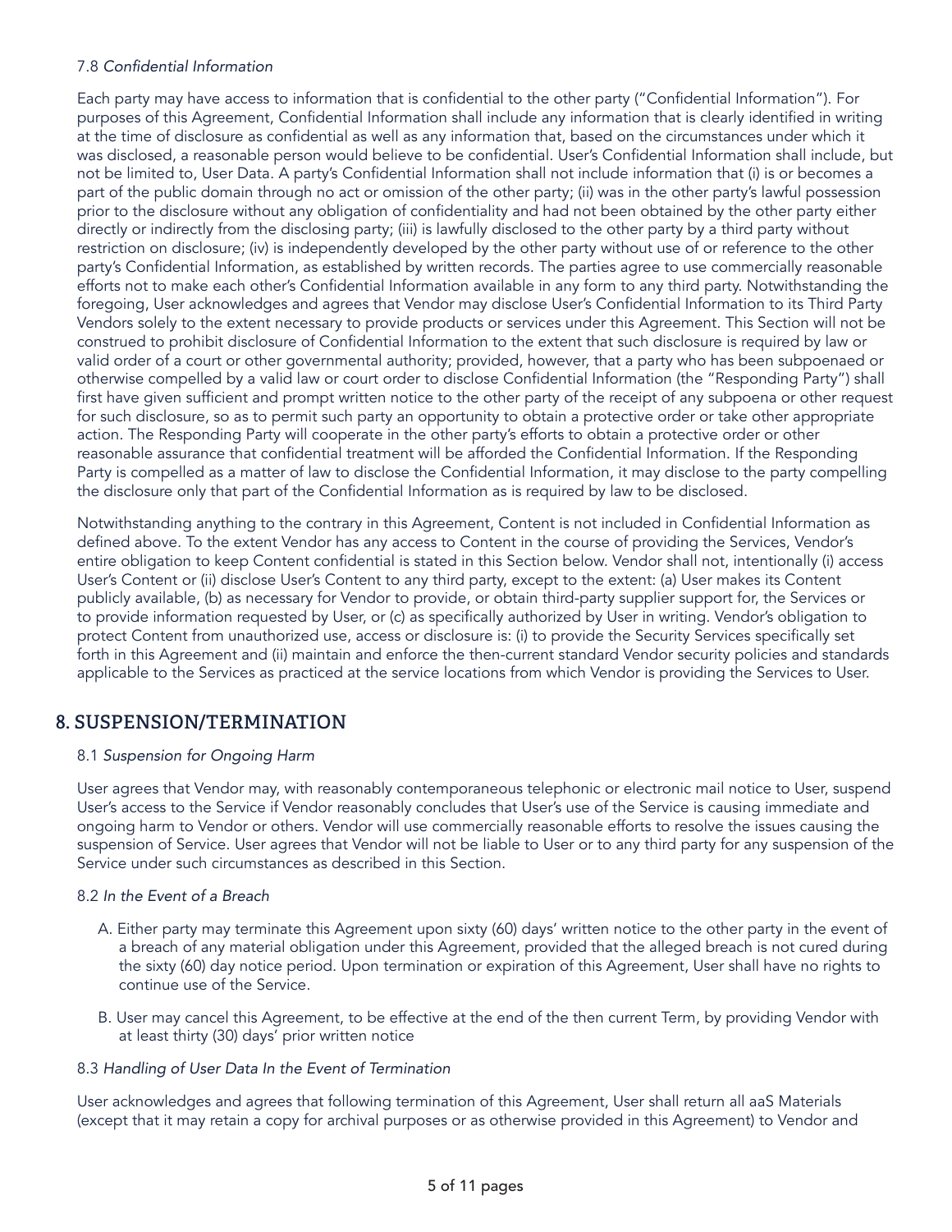7.8 *Confidential Information*

Each party may have access to information that is confidential to the other party ("Confidential Information"). For purposes of this Agreement, Confidential Information shall include any information that is clearly identified in writing at the time of disclosure as confidential as well as any information that, based on the circumstances under which it was disclosed, a reasonable person would believe to be confidential. User's Confidential Information shall include, but not be limited to, User Data. A party's Confidential Information shall not include information that (i) is or becomes a part of the public domain through no act or omission of the other party; (ii) was in the other party's lawful possession prior to the disclosure without any obligation of confidentiality and had not been obtained by the other party either directly or indirectly from the disclosing party; (iii) is lawfully disclosed to the other party by a third party without restriction on disclosure; (iv) is independently developed by the other party without use of or reference to the other party's Confidential Information, as established by written records. The parties agree to use commercially reasonable efforts not to make each other's Confidential Information available in any form to any third party. Notwithstanding the foregoing, User acknowledges and agrees that Vendor may disclose User's Confidential Information to its Third Party Vendors solely to the extent necessary to provide products or services under this Agreement. This Section will not be construed to prohibit disclosure of Confidential Information to the extent that such disclosure is required by law or valid order of a court or other governmental authority; provided, however, that a party who has been subpoenaed or otherwise compelled by a valid law or court order to disclose Confidential Information (the "Responding Party") shall first have given sufficient and prompt written notice to the other party of the receipt of any subpoena or other request for such disclosure, so as to permit such party an opportunity to obtain a protective order or take other appropriate action. The Responding Party will cooperate in the other party's efforts to obtain a protective order or other reasonable assurance that confidential treatment will be afforded the Confidential Information. If the Responding Party is compelled as a matter of law to disclose the Confidential Information, it may disclose to the party compelling the disclosure only that part of the Confidential Information as is required by law to be disclosed.

Notwithstanding anything to the contrary in this Agreement, Content is not included in Confidential Information as defined above. To the extent Vendor has any access to Content in the course of providing the Services, Vendor's entire obligation to keep Content confidential is stated in this Section below. Vendor shall not, intentionally (i) access User's Content or (ii) disclose User's Content to any third party, except to the extent: (a) User makes its Content publicly available, (b) as necessary for Vendor to provide, or obtain third-party supplier support for, the Services or to provide information requested by User, or (c) as specifically authorized by User in writing. Vendor's obligation to protect Content from unauthorized use, access or disclosure is: (i) to provide the Security Services specifically set forth in this Agreement and (ii) maintain and enforce the then-current standard Vendor security policies and standards applicable to the Services as practiced at the service locations from which Vendor is providing the Services to User.

## 8. SUSPENSION/TERMINATION

8.1 *Suspension for Ongoing Harm*

User agrees that Vendor may, with reasonably contemporaneous telephonic or electronic mail notice to User, suspend User's access to the Service if Vendor reasonably concludes that User's use of the Service is causing immediate and ongoing harm to Vendor or others. Vendor will use commercially reasonable efforts to resolve the issues causing the suspension of Service. User agrees that Vendor will not be liable to User or to any third party for any suspension of the Service under such circumstances as described in this Section.

8.2 *In the Event of a Breach*

A. Either party may terminate this Agreement upon sixty (60) days' written notice to the other party in the event of a breach of any material obligation under this Agreement, provided that the alleged breach is not cured during the sixty (60) day notice period. Upon termination or expiration of this Agreement, User shall have no rights to continue use of the Service.

B. User may cancel this Agreement, to be effective at the end of the then current Term, by providing Vendor with at least thirty (30) days' prior written notice

8.3 *Handling of User Data In the Event of Termination*

User acknowledges and agrees that following termination of this Agreement, User shall return all aaS Materials (except that it may retain a copy for archival purposes or as otherwise provided in this Agreement) to Vendor and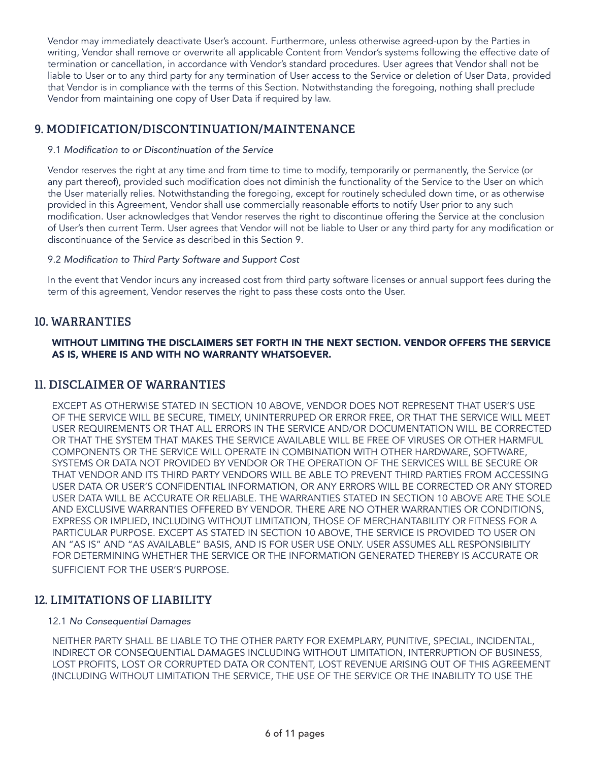Vendor may immediately deactivate User's account. Furthermore, unless otherwise agreed-upon by the Parties in writing, Vendor shall remove or overwrite all applicable Content from Vendor's systems following the effective date of termination or cancellation, in accordance with Vendor's standard procedures. User agrees that Vendor shall not be liable to User or to any third party for any termination of User access to the Service or deletion of User Data, provided that Vendor is in compliance with the terms of this Section. Notwithstanding the foregoing, nothing shall preclude Vendor from maintaining one copy of User Data if required by law.

## 9. MODIFICATION/DISCONTINUATION/MAINTENANCE

9.1 *Modification to or Discontinuation of the Service*

Vendor reserves the right at any time and from time to time to modify, temporarily or permanently, the Service (or any part thereof), provided such modification does not diminish the functionality of the Service to the User on which the User materially relies. Notwithstanding the foregoing, except for routinely scheduled down time, or as otherwise provided in this Agreement, Vendor shall use commercially reasonable efforts to notify User prior to any such modification. User acknowledges that Vendor reserves the right to discontinue offering the Service at the conclusion of User's then current Term. User agrees that Vendor will not be liable to User or any third party for any modification or discontinuance of the Service as described in this Section 9.

9.2 *Modification to Third Party Software and Support Cost*

In the event that Vendor incurs any increased cost from third party software licenses or annual support fees during the term of this agreement, Vendor reserves the right to pass these costs onto the User.

## 10. WARRANTIES

**WITHOUT LIMITING THE DISCLAIMERS SET FORTH IN THE NEXT SECTION. VENDOR OFFERS THE SERVICE AS IS, WHERE IS AND WITH NO WARRANTY WHATSOEVER.**

## 11. DISCLAIMER OF WARRANTIES

EXCEPT AS OTHERWISE STATED IN SECTION 10 ABOVE, VENDOR DOES NOT REPRESENT THAT USER'S USE OF THE SERVICE WILL BE SECURE, TIMELY, UNINTERRUPED OR ERROR FREE, OR THAT THE SERVICE WILL MEET USER REQUIREMENTS OR THAT ALL ERRORS IN THE SERVICE AND/OR DOCUMENTATION WILL BE CORRECTED OR THAT THE SYSTEM THAT MAKES THE SERVICE AVAILABLE WILL BE FREE OF VIRUSES OR OTHER HARMFUL COMPONENTS OR THE SERVICE WILL OPERATE IN COMBINATION WITH OTHER HARDWARE, SOFTWARE, SYSTEMS OR DATA NOT PROVIDED BY VENDOR OR THE OPERATION OF THE SERVICES WILL BE SECURE OR THAT VENDOR AND ITS THIRD PARTY VENDORS WILL BE ABLE TO PREVENT THIRD PARTIES FROM ACCESSING USER DATA OR USER'S CONFIDENTIAL INFORMATION, OR ANY ERRORS WILL BE CORRECTED OR ANY STORED USER DATA WILL BE ACCURATE OR RELIABLE. THE WARRANTIES STATED IN SECTION 10 ABOVE ARE THE SOLE AND EXCLUSIVE WARRANTIES OFFERED BY VENDOR. THERE ARE NO OTHER WARRANTIES OR CONDITIONS, EXPRESS OR IMPLIED, INCLUDING WITHOUT LIMITATION, THOSE OF MERCHANTABILITY OR FITNESS FOR A PARTICULAR PURPOSE. EXCEPT AS STATED IN SECTION 10 ABOVE, THE SERVICE IS PROVIDED TO USER ON AN "AS IS" AND "AS AVAILABLE" BASIS, AND IS FOR USER USE ONLY. USER ASSUMES ALL RESPONSIBILITY FOR DETERMINING WHETHER THE SERVICE OR THE INFORMATION GENERATED THEREBY IS ACCURATE OR SUFFICIENT FOR THE USER'S PURPOSE.

## 12. LIMITATIONS OF LIABILITY

12.1 *No Consequential Damages*

NEITHER PARTY SHALL BE LIABLE TO THE OTHER PARTY FOR EXEMPLARY, PUNITIVE, SPECIAL, INCIDENTAL, INDIRECT OR CONSEQUENTIAL DAMAGES INCLUDING WITHOUT LIMITATION, INTERRUPTION OF BUSINESS, LOST PROFITS, LOST OR CORRUPTED DATA OR CONTENT, LOST REVENUE ARISING OUT OF THIS AGREEMENT (INCLUDING WITHOUT LIMITATION THE SERVICE, THE USE OF THE SERVICE OR THE INABILITY TO USE THE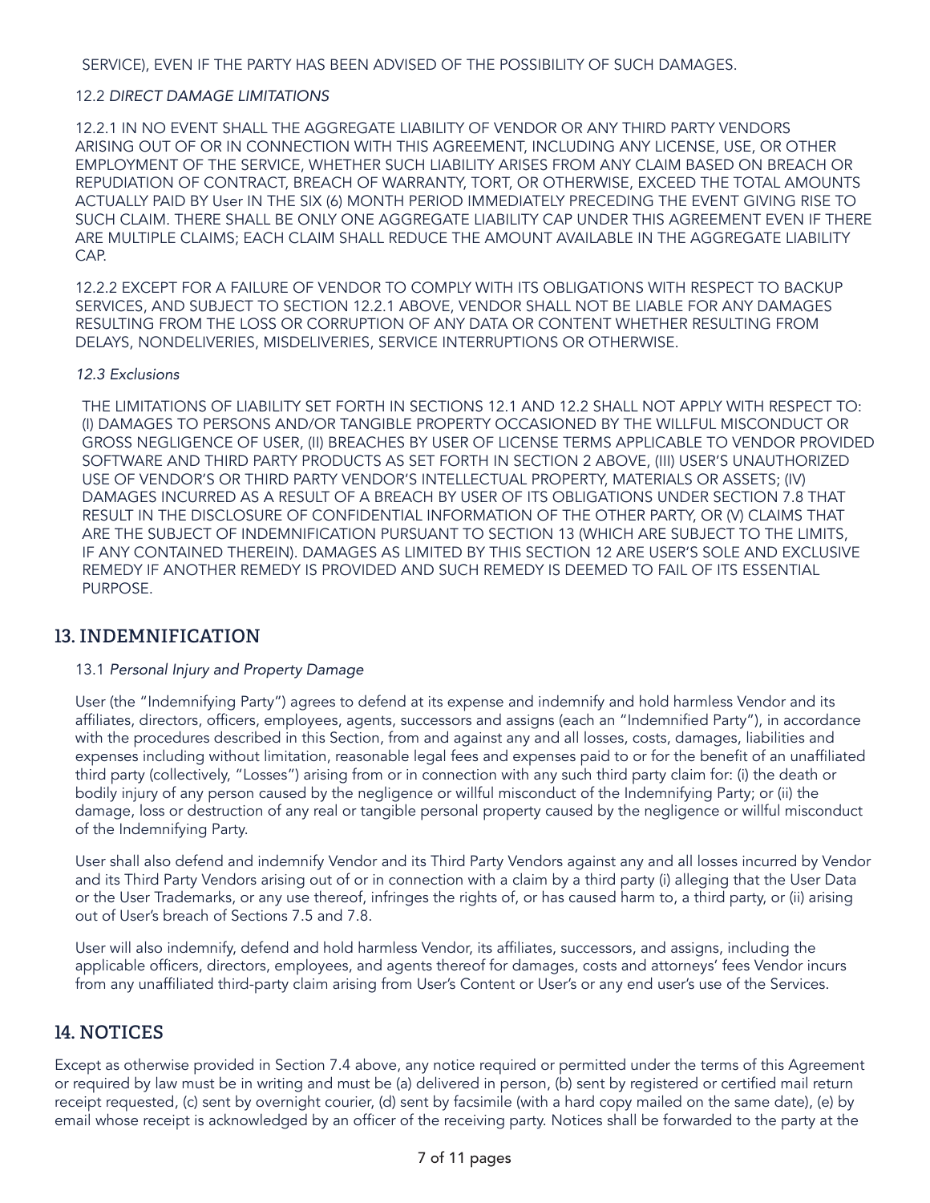SERVICE), EVEN IF THE PARTY HAS BEEN ADVISED OF THE POSSIBILITY OF SUCH DAMAGES.

12.2 *DIRECT DAMAGE LIMITATIONS*

12.2.1 IN NO EVENT SHALL THE AGGREGATE LIABILITY OF VENDOR OR ANY THIRD PARTY VENDORS ARISING OUT OF OR IN CONNECTION WITH THIS AGREEMENT, INCLUDING ANY LICENSE, USE, OR OTHER EMPLOYMENT OF THE SERVICE, WHETHER SUCH LIABILITY ARISES FROM ANY CLAIM BASED ON BREACH OR REPUDIATION OF CONTRACT, BREACH OF WARRANTY, TORT, OR OTHERWISE, EXCEED THE TOTAL AMOUNTS ACTUALLY PAID BY User IN THE SIX (6) MONTH PERIOD IMMEDIATELY PRECEDING THE EVENT GIVING RISE TO SUCH CLAIM. THERE SHALL BE ONLY ONE AGGREGATE LIABILITY CAP UNDER THIS AGREEMENT EVEN IF THERE ARE MULTIPLE CLAIMS; EACH CLAIM SHALL REDUCE THE AMOUNT AVAILABLE IN THE AGGREGATE LIABILITY CAP.

12.2.2 EXCEPT FOR A FAILURE OF VENDOR TO COMPLY WITH ITS OBLIGATIONS WITH RESPECT TO BACKUP SERVICES, AND SUBJECT TO SECTION 12.2.1 ABOVE, VENDOR SHALL NOT BE LIABLE FOR ANY DAMAGES RESULTING FROM THE LOSS OR CORRUPTION OF ANY DATA OR CONTENT WHETHER RESULTING FROM DELAYS, NONDELIVERIES, MISDELIVERIES, SERVICE INTERRUPTIONS OR OTHERWISE.

*12.3 Exclusions*

THE LIMITATIONS OF LIABILITY SET FORTH IN SECTIONS 12.1 AND 12.2 SHALL NOT APPLY WITH RESPECT TO: (I) DAMAGES TO PERSONS AND/OR TANGIBLE PROPERTY OCCASIONED BY THE WILLFUL MISCONDUCT OR GROSS NEGLIGENCE OF USER, (II) BREACHES BY USER OF LICENSE TERMS APPLICABLE TO VENDOR PROVIDED SOFTWARE AND THIRD PARTY PRODUCTS AS SET FORTH IN SECTION 2 ABOVE, (III) USER'S UNAUTHORIZED USE OF VENDOR'S OR THIRD PARTY VENDOR'S INTELLECTUAL PROPERTY, MATERIALS OR ASSETS; (IV) DAMAGES INCURRED AS A RESULT OF A BREACH BY USER OF ITS OBLIGATIONS UNDER SECTION 7.8 THAT RESULT IN THE DISCLOSURE OF CONFIDENTIAL INFORMATION OF THE OTHER PARTY, OR (V) CLAIMS THAT ARE THE SUBJECT OF INDEMNIFICATION PURSUANT TO SECTION 13 (WHICH ARE SUBJECT TO THE LIMITS, IF ANY CONTAINED THEREIN). DAMAGES AS LIMITED BY THIS SECTION 12 ARE USER'S SOLE AND EXCLUSIVE REMEDY IF ANOTHER REMEDY IS PROVIDED AND SUCH REMEDY IS DEEMED TO FAIL OF ITS ESSENTIAL PURPOSE.

## 13. INDEMNIFICATION

13.1 *Personal Injury and Property Damage*

User (the "Indemnifying Party") agrees to defend at its expense and indemnify and hold harmless Vendor and its affiliates, directors, officers, employees, agents, successors and assigns (each an "Indemnified Party"), in accordance with the procedures described in this Section, from and against any and all losses, costs, damages, liabilities and expenses including without limitation, reasonable legal fees and expenses paid to or for the benefit of an unaffiliated third party (collectively, "Losses") arising from or in connection with any such third party claim for: (i) the death or bodily injury of any person caused by the negligence or willful misconduct of the Indemnifying Party; or (ii) the damage, loss or destruction of any real or tangible personal property caused by the negligence or willful misconduct of the Indemnifying Party.

User shall also defend and indemnify Vendor and its Third Party Vendors against any and all losses incurred by Vendor and its Third Party Vendors arising out of or in connection with a claim by a third party (i) alleging that the User Data or the User Trademarks, or any use thereof, infringes the rights of, or has caused harm to, a third party, or (ii) arising out of User's breach of Sections 7.5 and 7.8.

User will also indemnify, defend and hold harmless Vendor, its affiliates, successors, and assigns, including the applicable officers, directors, employees, and agents thereof for damages, costs and attorneys' fees Vendor incurs from any unaffiliated third-party claim arising from User's Content or User's or any end user's use of the Services.

## 14. NOTICES

Except as otherwise provided in Section 7.4 above, any notice required or permitted under the terms of this Agreement or required by law must be in writing and must be (a) delivered in person, (b) sent by registered or certified mail return receipt requested, (c) sent by overnight courier, (d) sent by facsimile (with a hard copy mailed on the same date), (e) by email whose receipt is acknowledged by an officer of the receiving party. Notices shall be forwarded to the party at the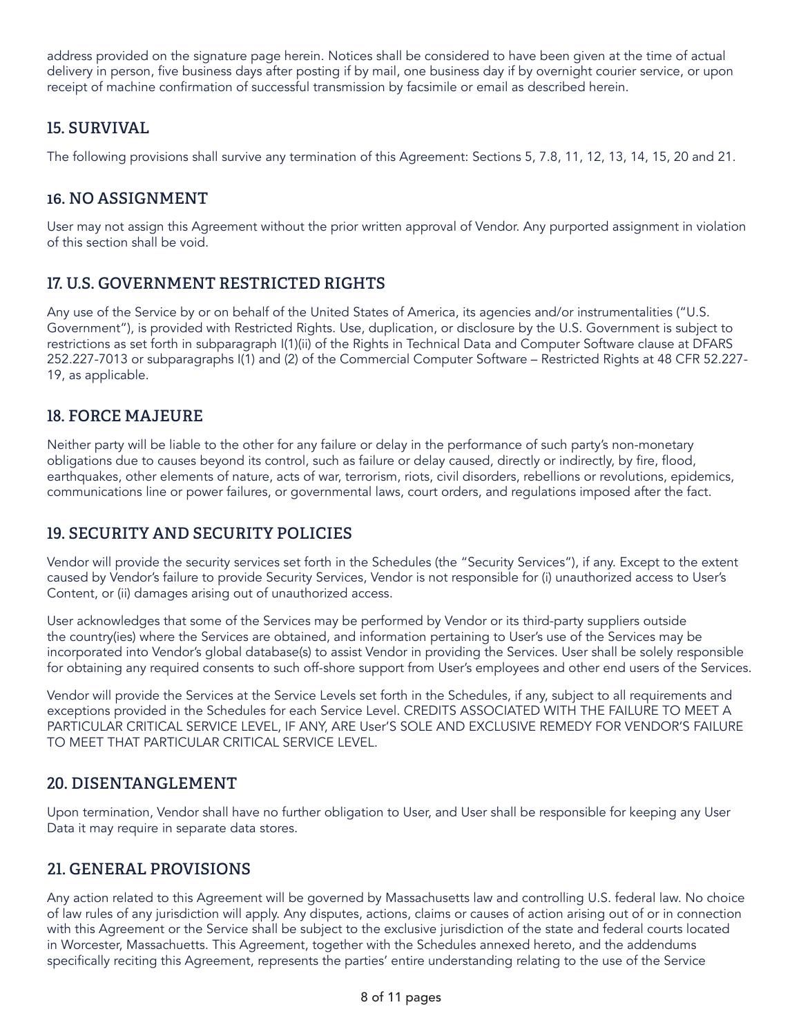address provided on the signature page herein. Notices shall be considered to have been given at the time of actual delivery in person, five business days after posting if by mail, one business day if by overnight courier service, or upon receipt of machine confirmation of successful transmission by facsimile or email as described herein.

## 15. SURVIVAL

The following provisions shall survive any termination of this Agreement: Sections 5, 7.8, 11, 12, 13, 14, 15, 20 and 21.

## 16. NO ASSIGNMENT

User may not assign this Agreement without the prior written approval of Vendor. Any purported assignment in violation of this section shall be void.

## 17. U.S. GOVERNMENT RESTRICTED RIGHTS

Any use of the Service by or on behalf of the United States of America, its agencies and/or instrumentalities ("U.S. Government"), is provided with Restricted Rights. Use, duplication, or disclosure by the U.S. Government is subject to restrictions as set forth in subparagraph I(1)(ii) of the Rights in Technical Data and Computer Software clause at DFARS 252.227-7013 or subparagraphs I(1) and (2) of the Commercial Computer Software – Restricted Rights at 48 CFR 52.227-19, as applicable.

## 18. FORCE MAJEURE

Neither party will be liable to the other for any failure or delay in the performance of such party's non-monetary obligations due to causes beyond its control, such as failure or delay caused, directly or indirectly, by fire, flood, earthquakes, other elements of nature, acts of war, terrorism, riots, civil disorders, rebellions or revolutions, epidemics, communications line or power failures, or governmental laws, court orders, and regulations imposed after the fact.

## 19. SECURITY AND SECURITY POLICIES

Vendor will provide the security services set forth in the Schedules (the "Security Services"), if any. Except to the extent caused by Vendor's failure to provide Security Services, Vendor is not responsible for (i) unauthorized access to User's Content, or (ii) damages arising out of unauthorized access.

User acknowledges that some of the Services may be performed by Vendor or its third-party suppliers outside the country(ies) where the Services are obtained, and information pertaining to User's use of the Services may be incorporated into Vendor's global database(s) to assist Vendor in providing the Services. User shall be solely responsible for obtaining any required consents to such off-shore support from User's employees and other end users of the Services.

Vendor will provide the Services at the Service Levels set forth in the Schedules, if any, subject to all requirements and exceptions provided in the Schedules for each Service Level. CREDITS ASSOCIATED WITH THE FAILURE TO MEET A PARTICULAR CRITICAL SERVICE LEVEL, IF ANY, ARE User'S SOLE AND EXCLUSIVE REMEDY FOR VENDOR'S FAILURE TO MEET THAT PARTICULAR CRITICAL SERVICE LEVEL.

## 20. DISENTANGLEMENT

Upon termination, Vendor shall have no further obligation to User, and User shall be responsible for keeping any User Data it may require in separate data stores.

## 21. GENERAL PROVISIONS

Any action related to this Agreement will be governed by Massachusetts law and controlling U.S. federal law. No choice of law rules of any jurisdiction will apply. Any disputes, actions, claims or causes of action arising out of or in connection with this Agreement or the Service shall be subject to the exclusive jurisdiction of the state and federal courts located in Worcester, Massachuetts. This Agreement, together with the Schedules annexed hereto, and the addendums specifically reciting this Agreement, represents the parties' entire understanding relating to the use of the Service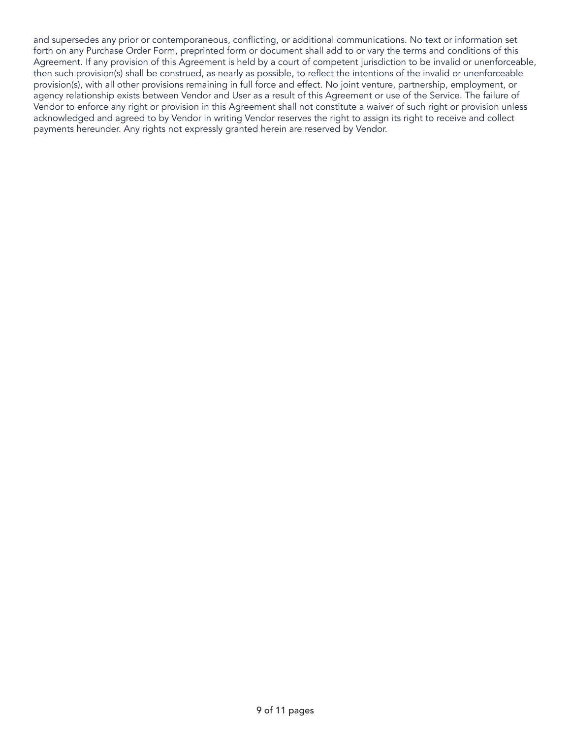and supersedes any prior or contemporaneous, conflicting, or additional communications. No text or information set forth on any Purchase Order Form, preprinted form or document shall add to or vary the terms and conditions of this Agreement. If any provision of this Agreement is held by a court of competent jurisdiction to be invalid or unenforceable, then such provision(s) shall be construed, as nearly as possible, to reflect the intentions of the invalid or unenforceable provision(s), with all other provisions remaining in full force and effect. No joint venture, partnership, employment, or agency relationship exists between Vendor and User as a result of this Agreement or use of the Service. The failure of Vendor to enforce any right or provision in this Agreement shall not constitute a waiver of such right or provision unless acknowledged and agreed to by Vendor in writing Vendor reserves the right to assign its right to receive and collect payments hereunder. Any rights not expressly granted herein are reserved by Vendor.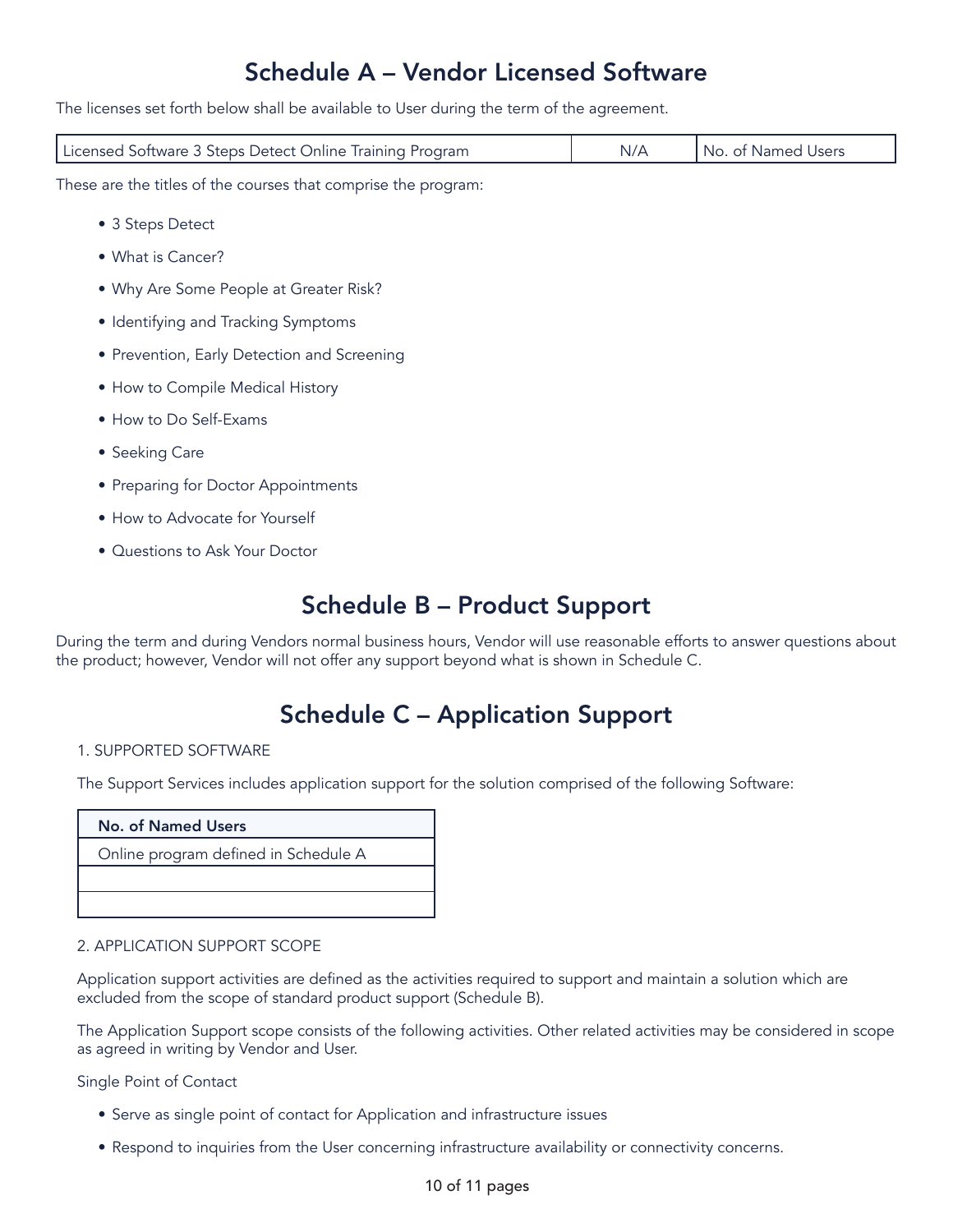# Schedule A – Vendor Licensed Software

The licenses set forth below shall be available to User during the term of the agreement.

| Licensed Software 3 Steps Detect Online Training Program | N/A | No. of Named Users |
|---|---|---|

These are the titles of the courses that comprise the program:

- 3 Steps Detect
- What is Cancer?
- Why Are Some People at Greater Risk?
- Identifying and Tracking Symptoms
- Prevention, Early Detection and Screening
- How to Compile Medical History
- How to Do Self-Exams
- Seeking Care
- Preparing for Doctor Appointments
- How to Advocate for Yourself
- Questions to Ask Your Doctor

# Schedule B – Product Support

During the term and during Vendors normal business hours, Vendor will use reasonable efforts to answer questions about the product; however, Vendor will not offer any support beyond what is shown in Schedule C.

# Schedule C – Application Support

1. SUPPORTED SOFTWARE

The Support Services includes application support for the solution comprised of the following Software:

| No. of Named Users |
|---|
| Online program defined in Schedule A |
| |
| |

2. APPLICATION SUPPORT SCOPE

Application support activities are defined as the activities required to support and maintain a solution which are excluded from the scope of standard product support (Schedule B).

The Application Support scope consists of the following activities. Other related activities may be considered in scope as agreed in writing by Vendor and User.

Single Point of Contact

- Serve as single point of contact for Application and infrastructure issues
- Respond to inquiries from the User concerning infrastructure availability or connectivity concerns.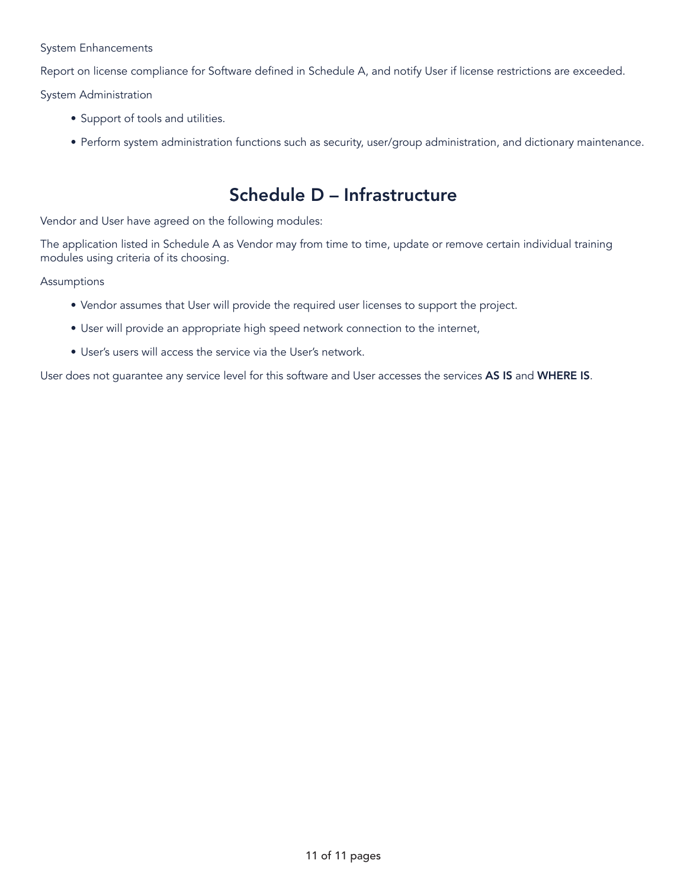System Enhancements

Report on license compliance for Software defined in Schedule A, and notify User if license restrictions are exceeded.

System Administration

- Support of tools and utilities.
- Perform system administration functions such as security, user/group administration, and dictionary maintenance.

## Schedule D – Infrastructure

Vendor and User have agreed on the following modules:

The application listed in Schedule A as Vendor may from time to time, update or remove certain individual training modules using criteria of its choosing.

Assumptions

- Vendor assumes that User will provide the required user licenses to support the project.
- User will provide an appropriate high speed network connection to the internet,
- User's users will access the service via the User's network.

User does not guarantee any service level for this software and User accesses the services **AS IS** and **WHERE IS**.